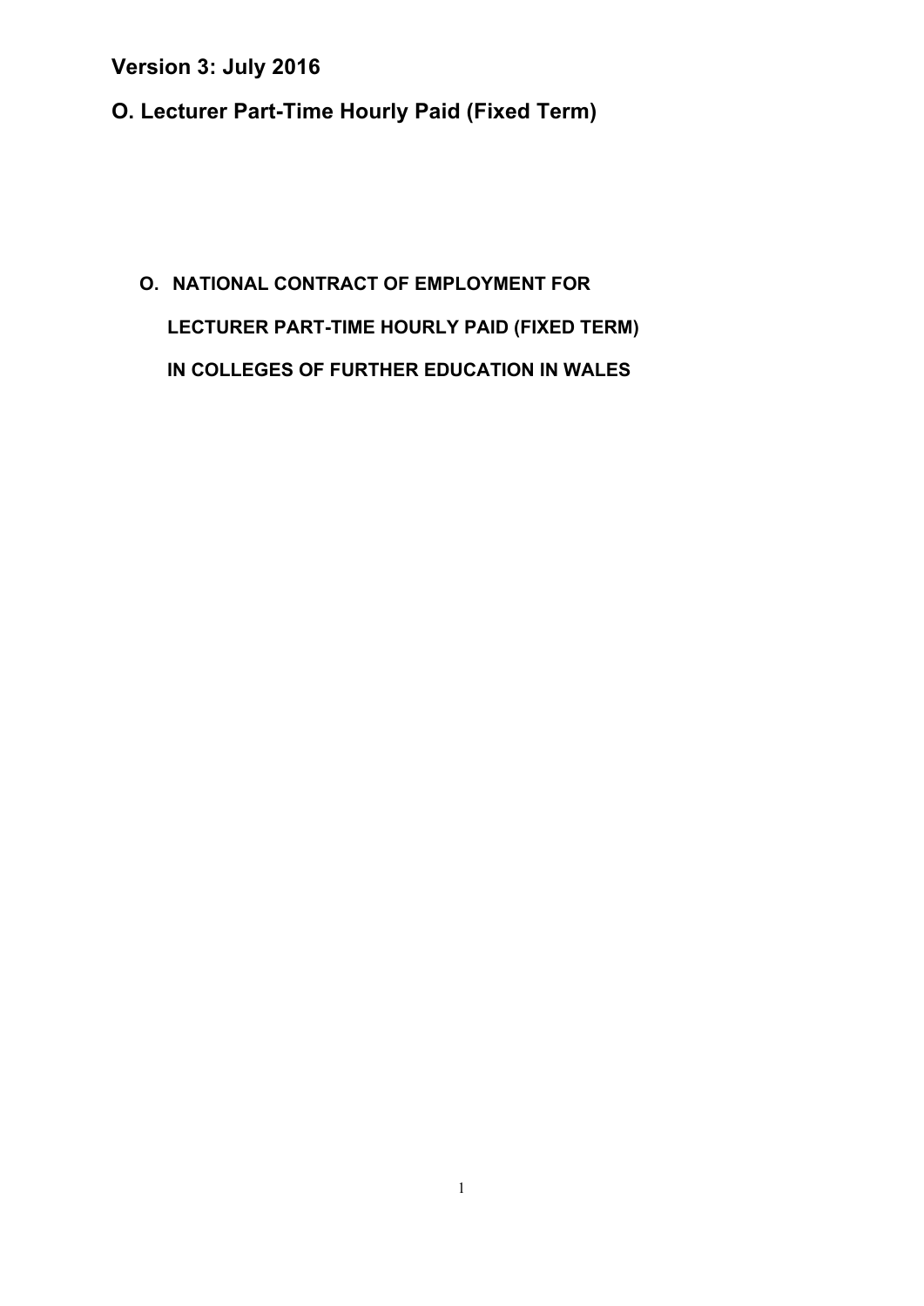**Version 3: July 2016**

**O. Lecturer Part-Time Hourly Paid (Fixed Term)**

# O. NATIONAL CONTRACT OF EMPLOYMENT FOR LECTURER PART-TIME HOURLY PAID (FIXED TERM) IN COLLEGES OF FURTHER EDUCATION IN WALES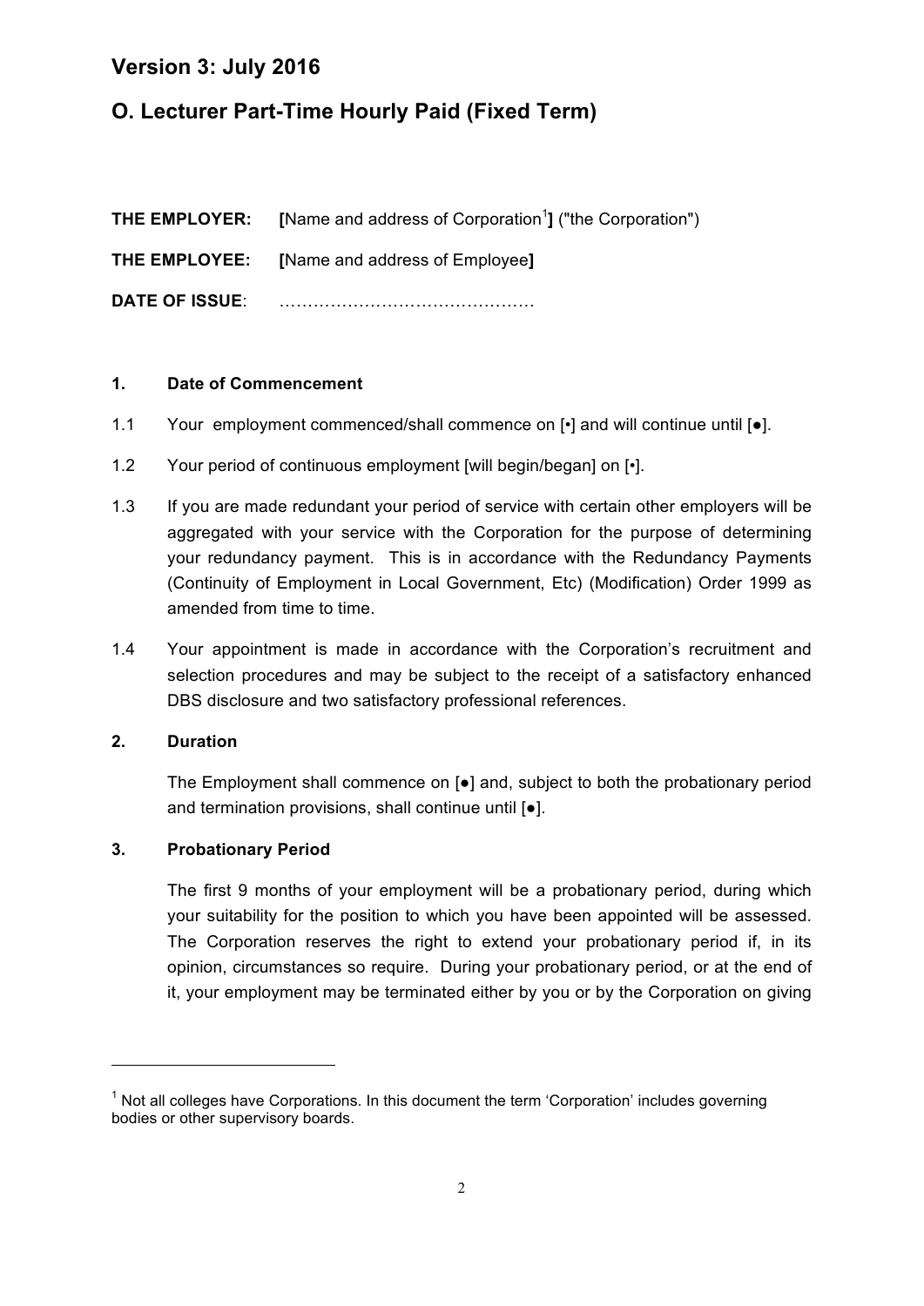## Version 3: July 2016

## O. Lecturer Part-Time Hourly Paid (Fixed Term)

**THE EMPLOYER:** **[**Name and address of Corporation[1]**]** ("the Corporation")

**THE EMPLOYEE:** **[**Name and address of Employee**]**

**DATE OF ISSUE**: ………………………………………

**1. Date of Commencement**

1.1 Your employment commenced/shall commence on [•] and will continue until [●].

1.2 Your period of continuous employment [will begin/began] on [•].

1.3 If you are made redundant your period of service with certain other employers will be aggregated with your service with the Corporation for the purpose of determining your redundancy payment. This is in accordance with the Redundancy Payments (Continuity of Employment in Local Government, Etc) (Modification) Order 1999 as amended from time to time.

1.4 Your appointment is made in accordance with the Corporation's recruitment and selection procedures and may be subject to the receipt of a satisfactory enhanced DBS disclosure and two satisfactory professional references.

**2. Duration**

The Employment shall commence on [●] and, subject to both the probationary period and termination provisions, shall continue until [●].

**3. Probationary Period**

The first 9 months of your employment will be a probationary period, during which your suitability for the position to which you have been appointed will be assessed. The Corporation reserves the right to extend your probationary period if, in its opinion, circumstances so require. During your probationary period, or at the end of it, your employment may be terminated either by you or by the Corporation on giving

---

[1] Not all colleges have Corporations. In this document the term 'Corporation' includes governing bodies or other supervisory boards.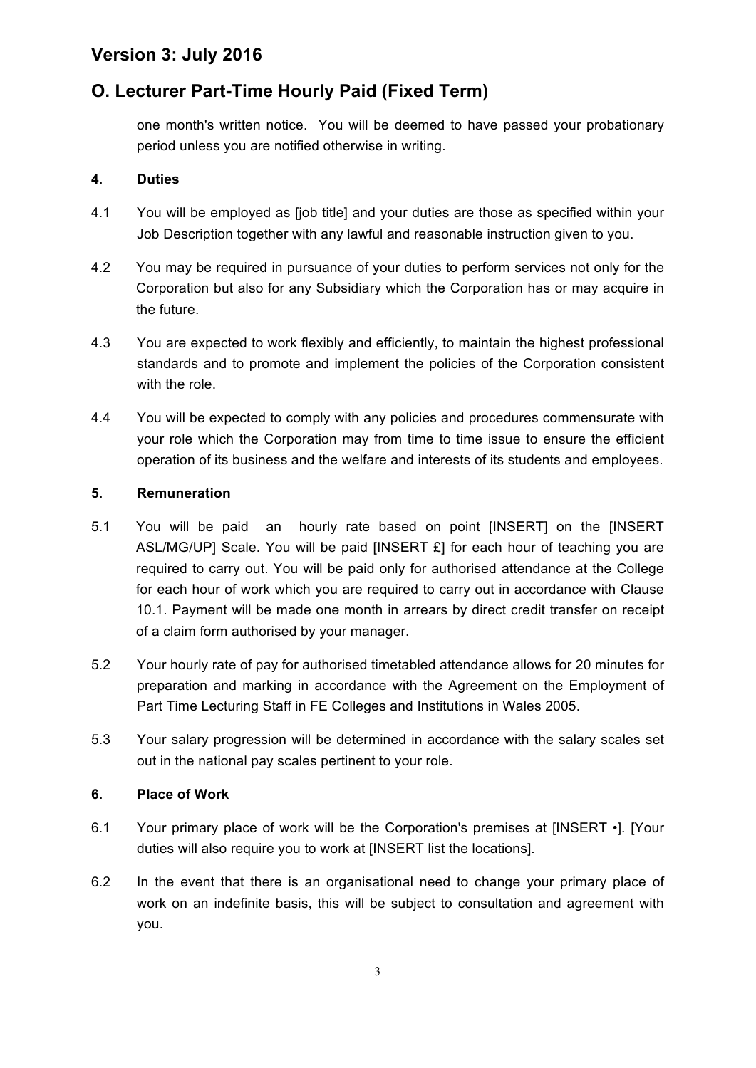one month's written notice. You will be deemed to have passed your probationary period unless you are notified otherwise in writing.

**4. Duties**

4.1 You will be employed as [job title] and your duties are those as specified within your Job Description together with any lawful and reasonable instruction given to you.

4.2 You may be required in pursuance of your duties to perform services not only for the Corporation but also for any Subsidiary which the Corporation has or may acquire in the future.

4.3 You are expected to work flexibly and efficiently, to maintain the highest professional standards and to promote and implement the policies of the Corporation consistent with the role.

4.4 You will be expected to comply with any policies and procedures commensurate with your role which the Corporation may from time to time issue to ensure the efficient operation of its business and the welfare and interests of its students and employees.

**5. Remuneration**

5.1 You will be paid an hourly rate based on point [INSERT] on the [INSERT ASL/MG/UP] Scale. You will be paid [INSERT £] for each hour of teaching you are required to carry out. You will be paid only for authorised attendance at the College for each hour of work which you are required to carry out in accordance with Clause 10.1. Payment will be made one month in arrears by direct credit transfer on receipt of a claim form authorised by your manager.

5.2 Your hourly rate of pay for authorised timetabled attendance allows for 20 minutes for preparation and marking in accordance with the Agreement on the Employment of Part Time Lecturing Staff in FE Colleges and Institutions in Wales 2005.

5.3 Your salary progression will be determined in accordance with the salary scales set out in the national pay scales pertinent to your role.

**6. Place of Work**

6.1 Your primary place of work will be the Corporation's premises at [INSERT •]. [Your duties will also require you to work at [INSERT list the locations].

6.2 In the event that there is an organisational need to change your primary place of work on an indefinite basis, this will be subject to consultation and agreement with you.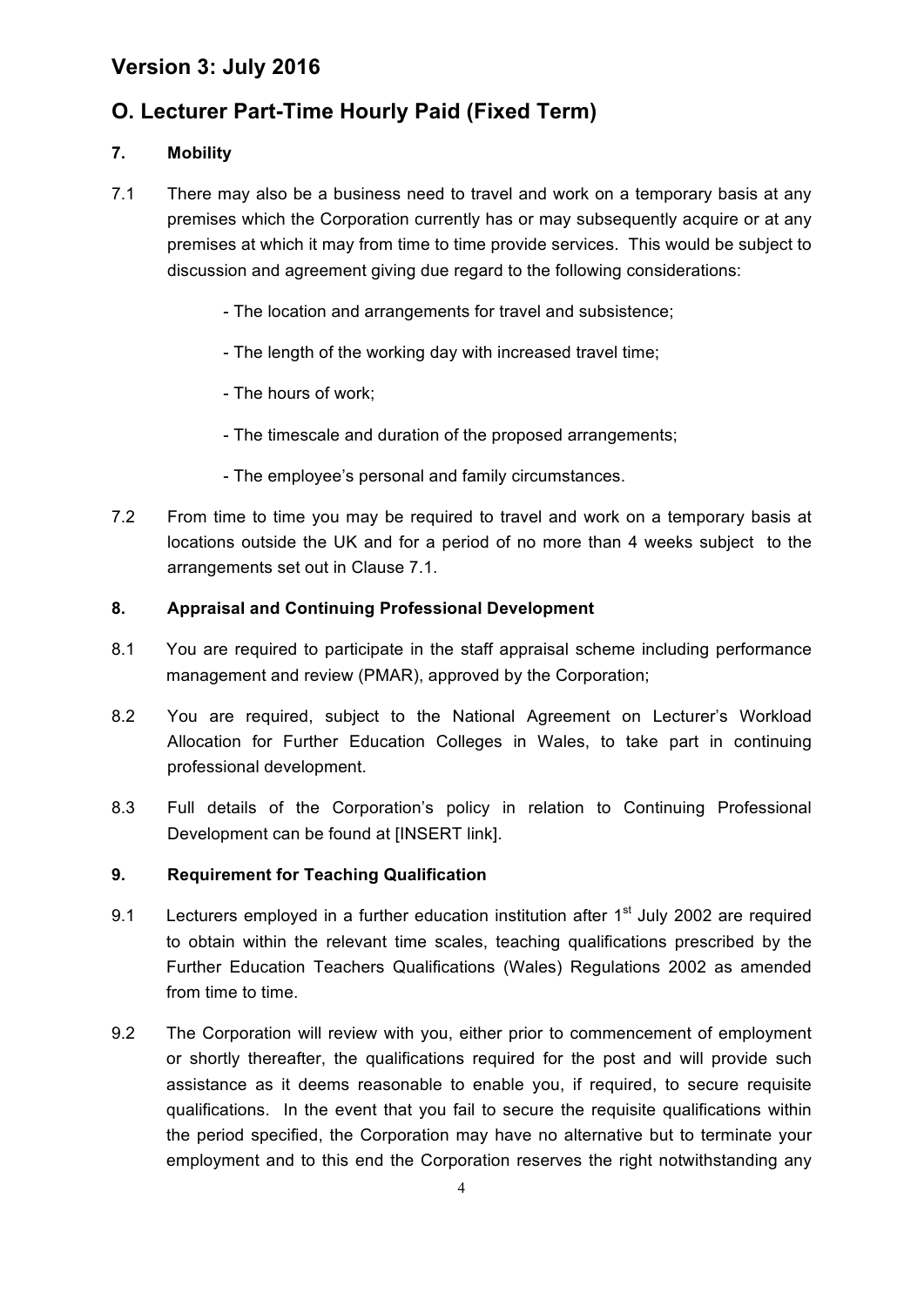## Version 3: July 2016

## O. Lecturer Part-Time Hourly Paid (Fixed Term)

### 7. Mobility

7.1 There may also be a business need to travel and work on a temporary basis at any premises which the Corporation currently has or may subsequently acquire or at any premises at which it may from time to time provide services. This would be subject to discussion and agreement giving due regard to the following considerations:

- The location and arrangements for travel and subsistence;
- The length of the working day with increased travel time;
- The hours of work;
- The timescale and duration of the proposed arrangements;
- The employee's personal and family circumstances.

7.2 From time to time you may be required to travel and work on a temporary basis at locations outside the UK and for a period of no more than 4 weeks subject to the arrangements set out in Clause 7.1.

### 8. Appraisal and Continuing Professional Development

8.1 You are required to participate in the staff appraisal scheme including performance management and review (PMAR), approved by the Corporation;

8.2 You are required, subject to the National Agreement on Lecturer's Workload Allocation for Further Education Colleges in Wales, to take part in continuing professional development.

8.3 Full details of the Corporation's policy in relation to Continuing Professional Development can be found at [INSERT link].

### 9. Requirement for Teaching Qualification

9.1 Lecturers employed in a further education institution after 1st July 2002 are required to obtain within the relevant time scales, teaching qualifications prescribed by the Further Education Teachers Qualifications (Wales) Regulations 2002 as amended from time to time.

9.2 The Corporation will review with you, either prior to commencement of employment or shortly thereafter, the qualifications required for the post and will provide such assistance as it deems reasonable to enable you, if required, to secure requisite qualifications. In the event that you fail to secure the requisite qualifications within the period specified, the Corporation may have no alternative but to terminate your employment and to this end the Corporation reserves the right notwithstanding any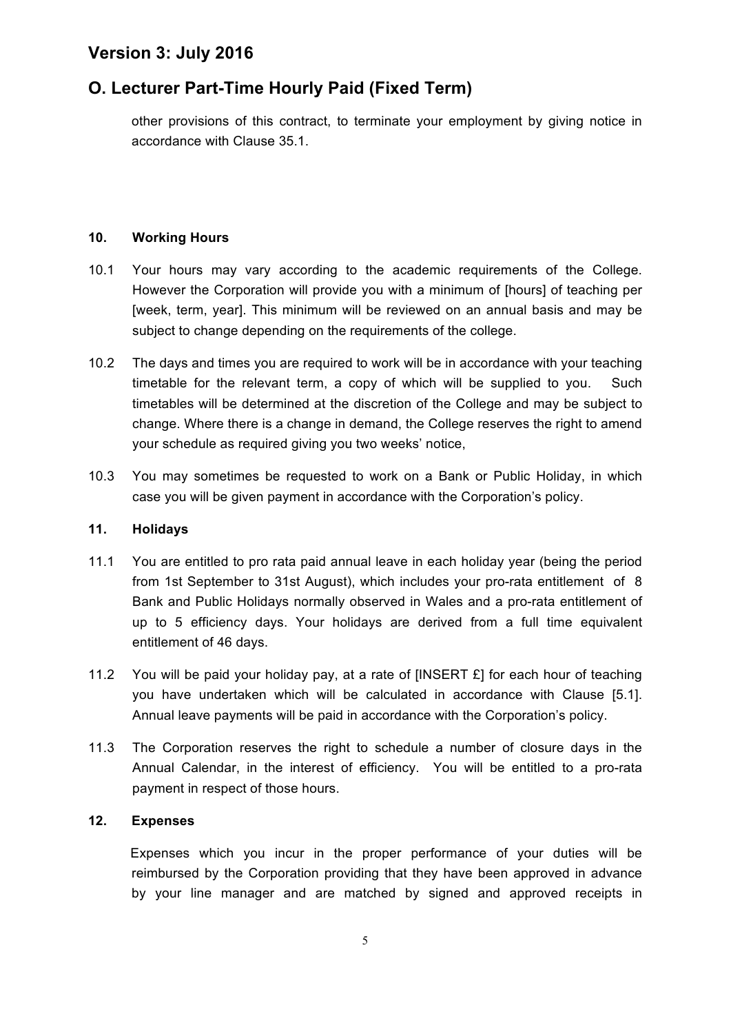other provisions of this contract, to terminate your employment by giving notice in accordance with Clause 35.1.

**10. Working Hours**

10.1 Your hours may vary according to the academic requirements of the College. However the Corporation will provide you with a minimum of [hours] of teaching per [week, term, year]. This minimum will be reviewed on an annual basis and may be subject to change depending on the requirements of the college.

10.2 The days and times you are required to work will be in accordance with your teaching timetable for the relevant term, a copy of which will be supplied to you. Such timetables will be determined at the discretion of the College and may be subject to change. Where there is a change in demand, the College reserves the right to amend your schedule as required giving you two weeks' notice,

10.3 You may sometimes be requested to work on a Bank or Public Holiday, in which case you will be given payment in accordance with the Corporation's policy.

**11. Holidays**

11.1 You are entitled to pro rata paid annual leave in each holiday year (being the period from 1st September to 31st August), which includes your pro-rata entitlement of 8 Bank and Public Holidays normally observed in Wales and a pro-rata entitlement of up to 5 efficiency days. Your holidays are derived from a full time equivalent entitlement of 46 days.

11.2 You will be paid your holiday pay, at a rate of [INSERT £] for each hour of teaching you have undertaken which will be calculated in accordance with Clause [5.1]. Annual leave payments will be paid in accordance with the Corporation's policy.

11.3 The Corporation reserves the right to schedule a number of closure days in the Annual Calendar, in the interest of efficiency. You will be entitled to a pro-rata payment in respect of those hours.

**12. Expenses**

Expenses which you incur in the proper performance of your duties will be reimbursed by the Corporation providing that they have been approved in advance by your line manager and are matched by signed and approved receipts in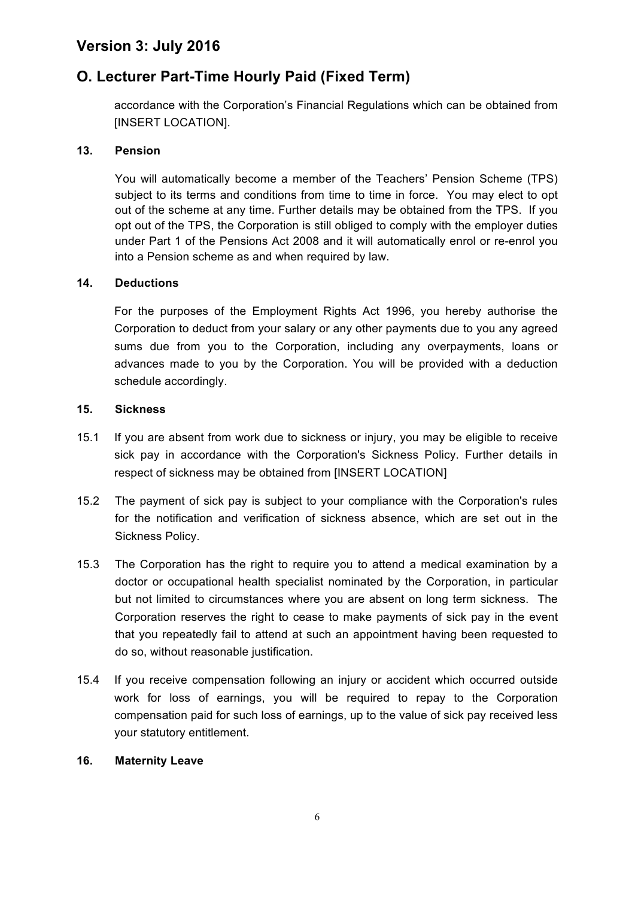accordance with the Corporation's Financial Regulations which can be obtained from [INSERT LOCATION].

**13. Pension**

You will automatically become a member of the Teachers' Pension Scheme (TPS) subject to its terms and conditions from time to time in force. You may elect to opt out of the scheme at any time. Further details may be obtained from the TPS. If you opt out of the TPS, the Corporation is still obliged to comply with the employer duties under Part 1 of the Pensions Act 2008 and it will automatically enrol or re-enrol you into a Pension scheme as and when required by law.

**14. Deductions**

For the purposes of the Employment Rights Act 1996, you hereby authorise the Corporation to deduct from your salary or any other payments due to you any agreed sums due from you to the Corporation, including any overpayments, loans or advances made to you by the Corporation. You will be provided with a deduction schedule accordingly.

**15. Sickness**

15.1 If you are absent from work due to sickness or injury, you may be eligible to receive sick pay in accordance with the Corporation's Sickness Policy. Further details in respect of sickness may be obtained from [INSERT LOCATION]

15.2 The payment of sick pay is subject to your compliance with the Corporation's rules for the notification and verification of sickness absence, which are set out in the Sickness Policy.

15.3 The Corporation has the right to require you to attend a medical examination by a doctor or occupational health specialist nominated by the Corporation, in particular but not limited to circumstances where you are absent on long term sickness. The Corporation reserves the right to cease to make payments of sick pay in the event that you repeatedly fail to attend at such an appointment having been requested to do so, without reasonable justification.

15.4 If you receive compensation following an injury or accident which occurred outside work for loss of earnings, you will be required to repay to the Corporation compensation paid for such loss of earnings, up to the value of sick pay received less your statutory entitlement.

**16. Maternity Leave**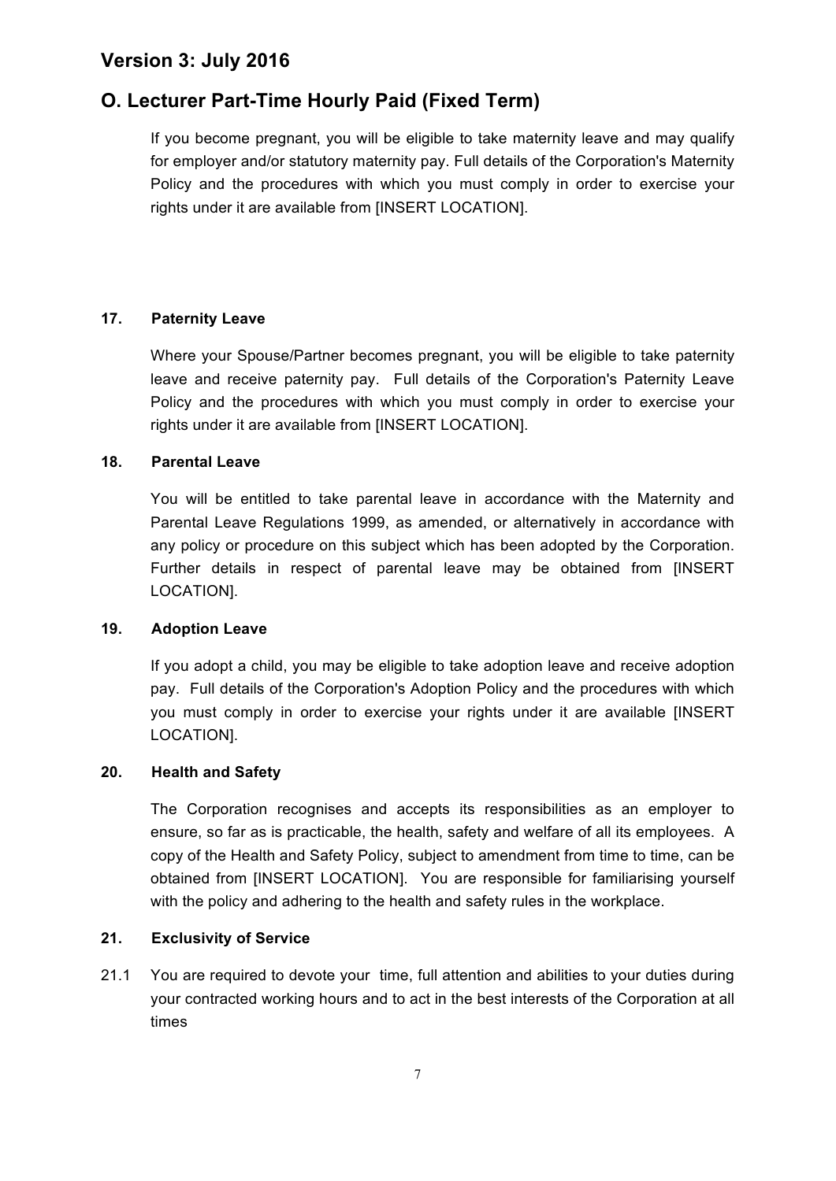If you become pregnant, you will be eligible to take maternity leave and may qualify for employer and/or statutory maternity pay. Full details of the Corporation's Maternity Policy and the procedures with which you must comply in order to exercise your rights under it are available from [INSERT LOCATION].

**17. Paternity Leave**

Where your Spouse/Partner becomes pregnant, you will be eligible to take paternity leave and receive paternity pay. Full details of the Corporation's Paternity Leave Policy and the procedures with which you must comply in order to exercise your rights under it are available from [INSERT LOCATION].

**18. Parental Leave**

You will be entitled to take parental leave in accordance with the Maternity and Parental Leave Regulations 1999, as amended, or alternatively in accordance with any policy or procedure on this subject which has been adopted by the Corporation. Further details in respect of parental leave may be obtained from [INSERT LOCATION].

**19. Adoption Leave**

If you adopt a child, you may be eligible to take adoption leave and receive adoption pay. Full details of the Corporation's Adoption Policy and the procedures with which you must comply in order to exercise your rights under it are available [INSERT LOCATION].

**20. Health and Safety**

The Corporation recognises and accepts its responsibilities as an employer to ensure, so far as is practicable, the health, safety and welfare of all its employees. A copy of the Health and Safety Policy, subject to amendment from time to time, can be obtained from [INSERT LOCATION]. You are responsible for familiarising yourself with the policy and adhering to the health and safety rules in the workplace.

**21. Exclusivity of Service**

21.1 You are required to devote your time, full attention and abilities to your duties during your contracted working hours and to act in the best interests of the Corporation at all times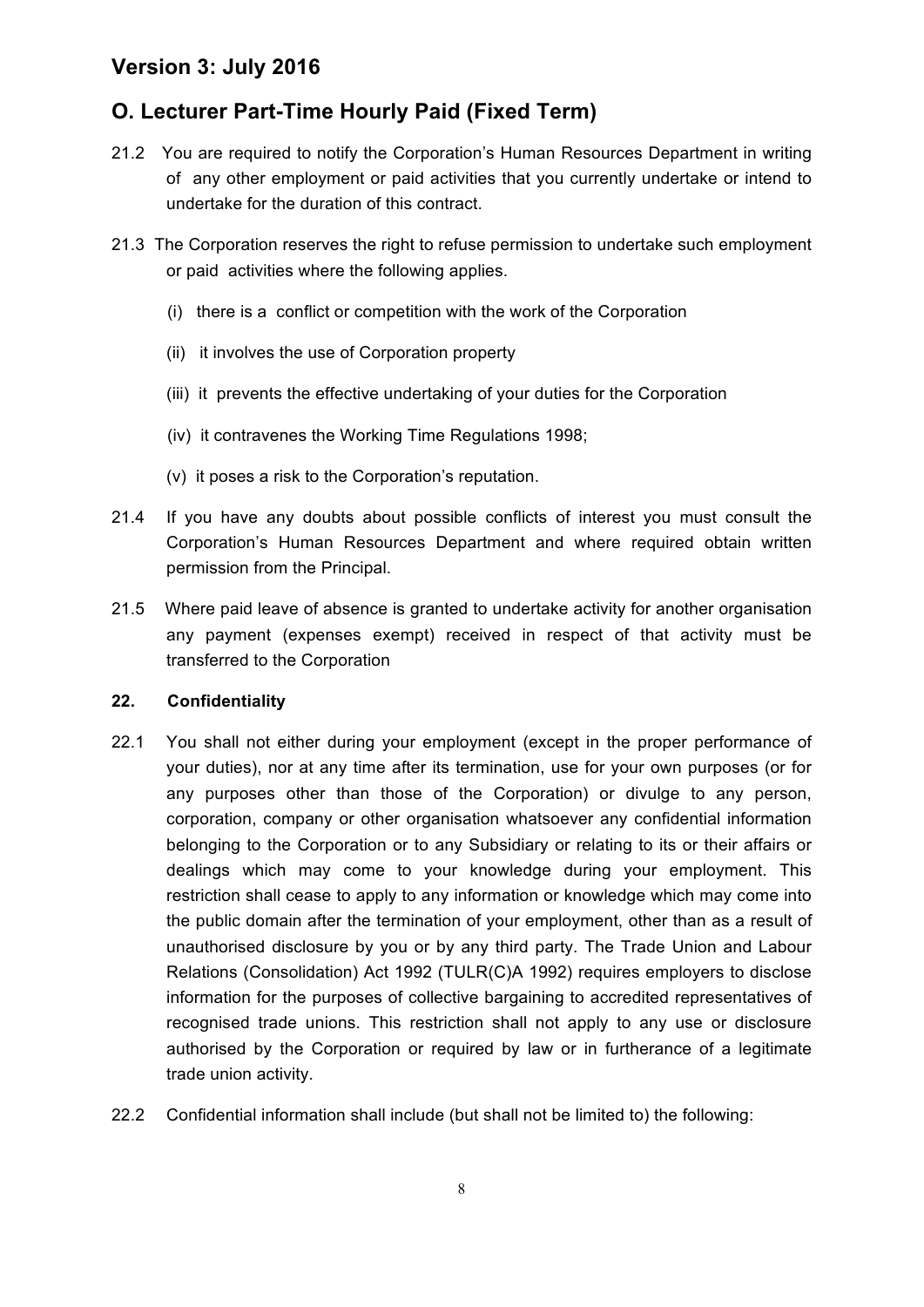21.2 You are required to notify the Corporation's Human Resources Department in writing of any other employment or paid activities that you currently undertake or intend to undertake for the duration of this contract.

21.3 The Corporation reserves the right to refuse permission to undertake such employment or paid activities where the following applies.

(i) there is a conflict or competition with the work of the Corporation

(ii) it involves the use of Corporation property

(iii) it prevents the effective undertaking of your duties for the Corporation

(iv) it contravenes the Working Time Regulations 1998;

(v) it poses a risk to the Corporation's reputation.

21.4 If you have any doubts about possible conflicts of interest you must consult the Corporation's Human Resources Department and where required obtain written permission from the Principal.

21.5 Where paid leave of absence is granted to undertake activity for another organisation any payment (expenses exempt) received in respect of that activity must be transferred to the Corporation

**22. Confidentiality**

22.1 You shall not either during your employment (except in the proper performance of your duties), nor at any time after its termination, use for your own purposes (or for any purposes other than those of the Corporation) or divulge to any person, corporation, company or other organisation whatsoever any confidential information belonging to the Corporation or to any Subsidiary or relating to its or their affairs or dealings which may come to your knowledge during your employment. This restriction shall cease to apply to any information or knowledge which may come into the public domain after the termination of your employment, other than as a result of unauthorised disclosure by you or by any third party. The Trade Union and Labour Relations (Consolidation) Act 1992 (TULR(C)A 1992) requires employers to disclose information for the purposes of collective bargaining to accredited representatives of recognised trade unions. This restriction shall not apply to any use or disclosure authorised by the Corporation or required by law or in furtherance of a legitimate trade union activity.

22.2 Confidential information shall include (but shall not be limited to) the following: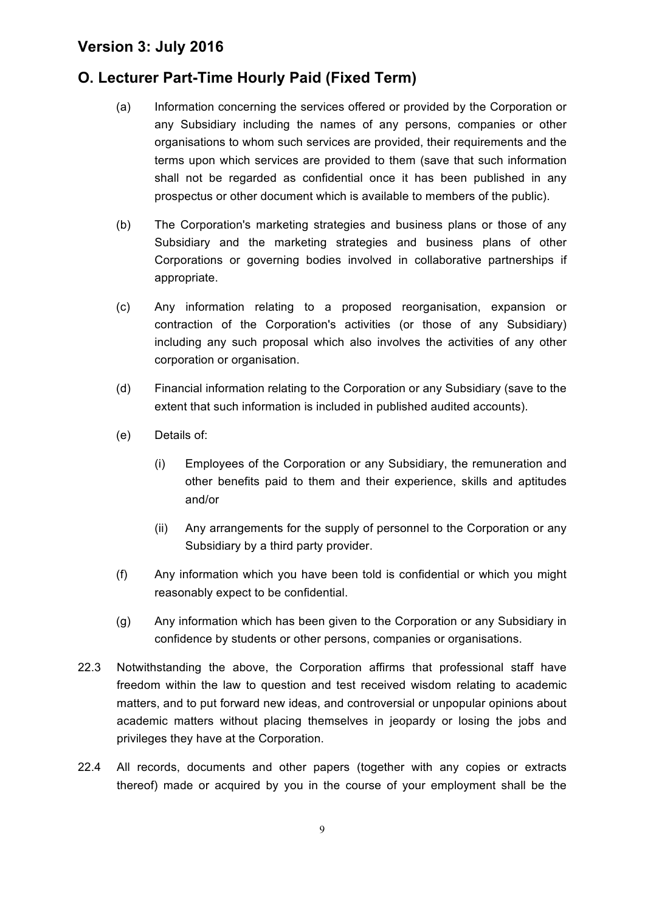## Version 3: July 2016

## O. Lecturer Part-Time Hourly Paid (Fixed Term)

(a) Information concerning the services offered or provided by the Corporation or any Subsidiary including the names of any persons, companies or other organisations to whom such services are provided, their requirements and the terms upon which services are provided to them (save that such information shall not be regarded as confidential once it has been published in any prospectus or other document which is available to members of the public).

(b) The Corporation's marketing strategies and business plans or those of any Subsidiary and the marketing strategies and business plans of other Corporations or governing bodies involved in collaborative partnerships if appropriate.

(c) Any information relating to a proposed reorganisation, expansion or contraction of the Corporation's activities (or those of any Subsidiary) including any such proposal which also involves the activities of any other corporation or organisation.

(d) Financial information relating to the Corporation or any Subsidiary (save to the extent that such information is included in published audited accounts).

(e) Details of:

  (i) Employees of the Corporation or any Subsidiary, the remuneration and other benefits paid to them and their experience, skills and aptitudes and/or

  (ii) Any arrangements for the supply of personnel to the Corporation or any Subsidiary by a third party provider.

(f) Any information which you have been told is confidential or which you might reasonably expect to be confidential.

(g) Any information which has been given to the Corporation or any Subsidiary in confidence by students or other persons, companies or organisations.

22.3 Notwithstanding the above, the Corporation affirms that professional staff have freedom within the law to question and test received wisdom relating to academic matters, and to put forward new ideas, and controversial or unpopular opinions about academic matters without placing themselves in jeopardy or losing the jobs and privileges they have at the Corporation.

22.4 All records, documents and other papers (together with any copies or extracts thereof) made or acquired by you in the course of your employment shall be the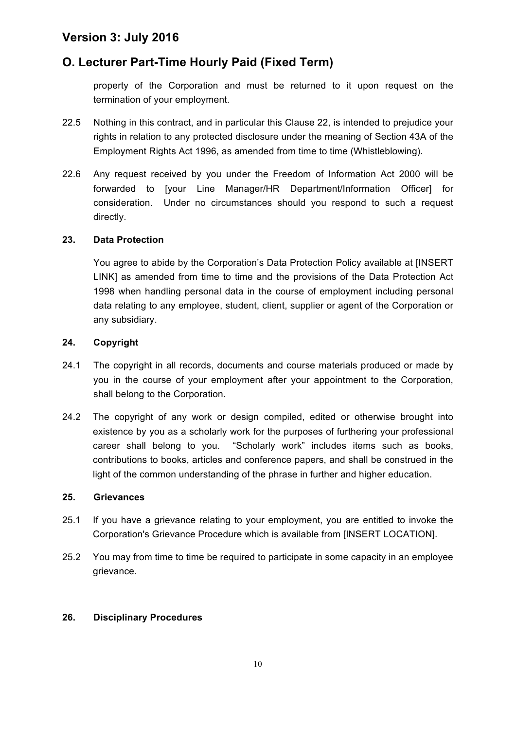property of the Corporation and must be returned to it upon request on the termination of your employment.

22.5 Nothing in this contract, and in particular this Clause 22, is intended to prejudice your rights in relation to any protected disclosure under the meaning of Section 43A of the Employment Rights Act 1996, as amended from time to time (Whistleblowing).

22.6 Any request received by you under the Freedom of Information Act 2000 will be forwarded to [your Line Manager/HR Department/Information Officer] for consideration. Under no circumstances should you respond to such a request directly.

**23. Data Protection**

You agree to abide by the Corporation's Data Protection Policy available at [INSERT LINK] as amended from time to time and the provisions of the Data Protection Act 1998 when handling personal data in the course of employment including personal data relating to any employee, student, client, supplier or agent of the Corporation or any subsidiary.

**24. Copyright**

24.1 The copyright in all records, documents and course materials produced or made by you in the course of your employment after your appointment to the Corporation, shall belong to the Corporation.

24.2 The copyright of any work or design compiled, edited or otherwise brought into existence by you as a scholarly work for the purposes of furthering your professional career shall belong to you. "Scholarly work" includes items such as books, contributions to books, articles and conference papers, and shall be construed in the light of the common understanding of the phrase in further and higher education.

**25. Grievances**

25.1 If you have a grievance relating to your employment, you are entitled to invoke the Corporation's Grievance Procedure which is available from [INSERT LOCATION].

25.2 You may from time to time be required to participate in some capacity in an employee grievance.

**26. Disciplinary Procedures**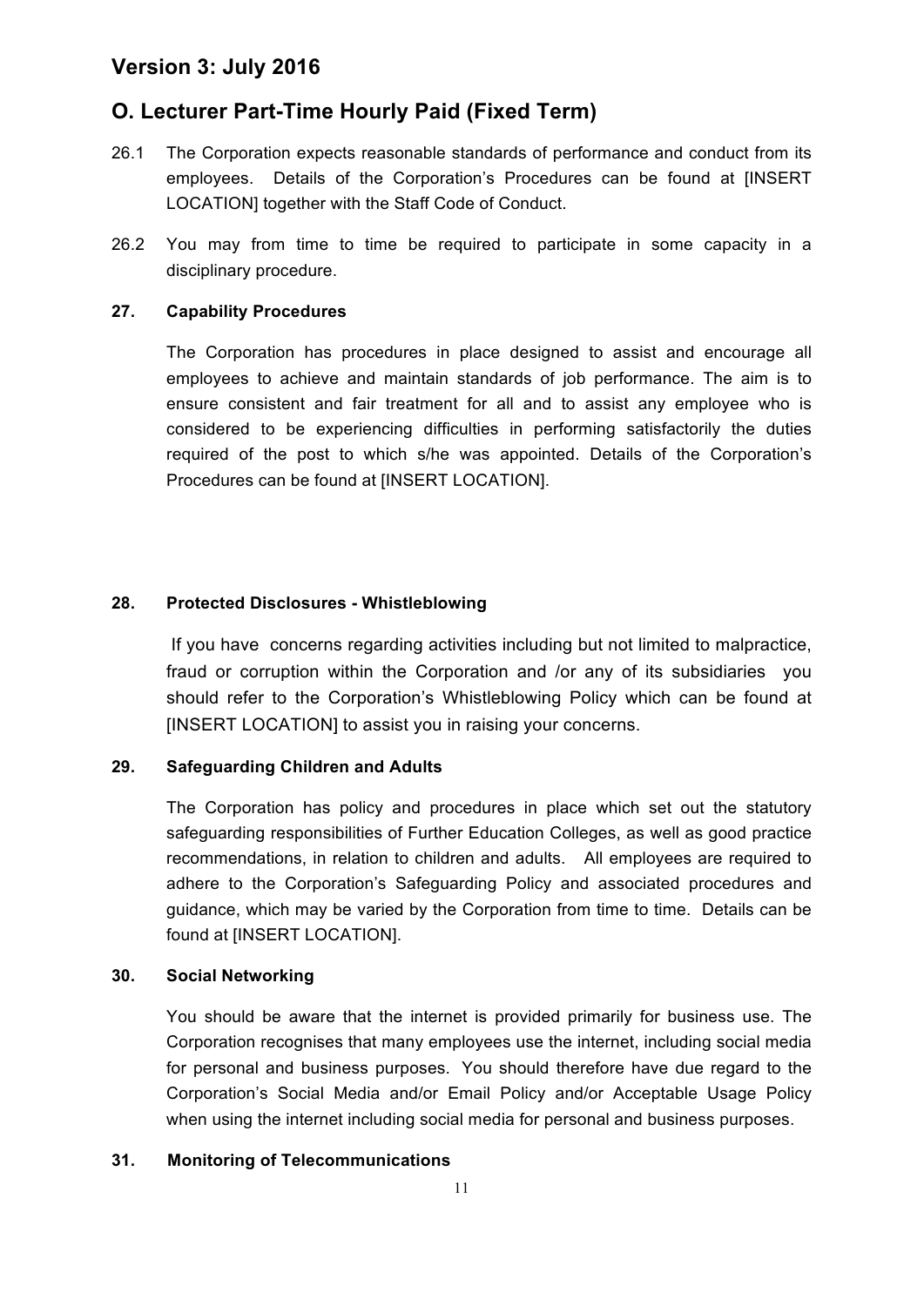# Version 3: July 2016

# O. Lecturer Part-Time Hourly Paid (Fixed Term)

26.1 The Corporation expects reasonable standards of performance and conduct from its employees. Details of the Corporation's Procedures can be found at [INSERT LOCATION] together with the Staff Code of Conduct.

26.2 You may from time to time be required to participate in some capacity in a disciplinary procedure.

### 27. Capability Procedures

The Corporation has procedures in place designed to assist and encourage all employees to achieve and maintain standards of job performance. The aim is to ensure consistent and fair treatment for all and to assist any employee who is considered to be experiencing difficulties in performing satisfactorily the duties required of the post to which s/he was appointed. Details of the Corporation's Procedures can be found at [INSERT LOCATION].

### 28. Protected Disclosures - Whistleblowing

If you have concerns regarding activities including but not limited to malpractice, fraud or corruption within the Corporation and /or any of its subsidiaries you should refer to the Corporation's Whistleblowing Policy which can be found at [INSERT LOCATION] to assist you in raising your concerns.

### 29. Safeguarding Children and Adults

The Corporation has policy and procedures in place which set out the statutory safeguarding responsibilities of Further Education Colleges, as well as good practice recommendations, in relation to children and adults. All employees are required to adhere to the Corporation's Safeguarding Policy and associated procedures and guidance, which may be varied by the Corporation from time to time. Details can be found at [INSERT LOCATION].

### 30. Social Networking

You should be aware that the internet is provided primarily for business use. The Corporation recognises that many employees use the internet, including social media for personal and business purposes. You should therefore have due regard to the Corporation's Social Media and/or Email Policy and/or Acceptable Usage Policy when using the internet including social media for personal and business purposes.

### 31. Monitoring of Telecommunications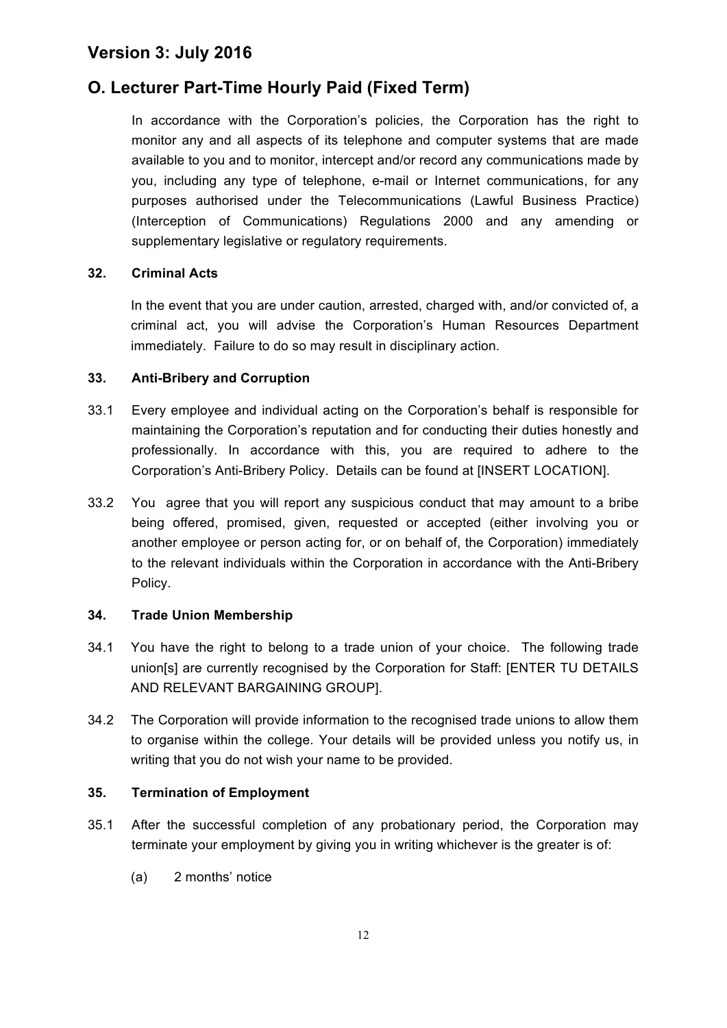In accordance with the Corporation's policies, the Corporation has the right to monitor any and all aspects of its telephone and computer systems that are made available to you and to monitor, intercept and/or record any communications made by you, including any type of telephone, e-mail or Internet communications, for any purposes authorised under the Telecommunications (Lawful Business Practice) (Interception of Communications) Regulations 2000 and any amending or supplementary legislative or regulatory requirements.

### 32. Criminal Acts

In the event that you are under caution, arrested, charged with, and/or convicted of, a criminal act, you will advise the Corporation's Human Resources Department immediately. Failure to do so may result in disciplinary action.

### 33. Anti-Bribery and Corruption

33.1 Every employee and individual acting on the Corporation's behalf is responsible for maintaining the Corporation's reputation and for conducting their duties honestly and professionally. In accordance with this, you are required to adhere to the Corporation's Anti-Bribery Policy. Details can be found at [INSERT LOCATION].

33.2 You agree that you will report any suspicious conduct that may amount to a bribe being offered, promised, given, requested or accepted (either involving you or another employee or person acting for, or on behalf of, the Corporation) immediately to the relevant individuals within the Corporation in accordance with the Anti-Bribery Policy.

### 34. Trade Union Membership

34.1 You have the right to belong to a trade union of your choice. The following trade union[s] are currently recognised by the Corporation for Staff: [ENTER TU DETAILS AND RELEVANT BARGAINING GROUP].

34.2 The Corporation will provide information to the recognised trade unions to allow them to organise within the college. Your details will be provided unless you notify us, in writing that you do not wish your name to be provided.

### 35. Termination of Employment

35.1 After the successful completion of any probationary period, the Corporation may terminate your employment by giving you in writing whichever is the greater is of:

(a) 2 months' notice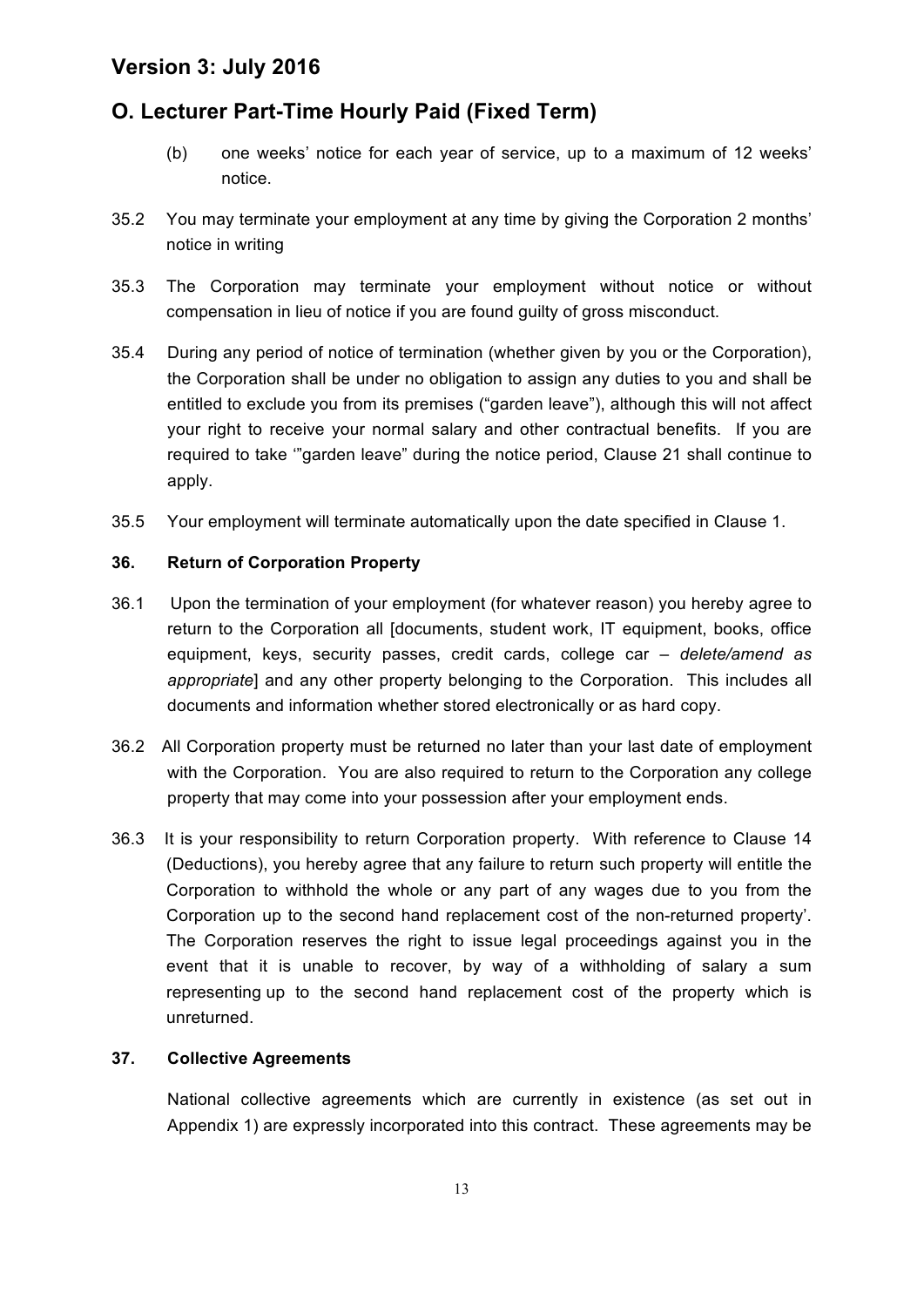(b) one weeks' notice for each year of service, up to a maximum of 12 weeks' notice.

35.2 You may terminate your employment at any time by giving the Corporation 2 months' notice in writing

35.3 The Corporation may terminate your employment without notice or without compensation in lieu of notice if you are found guilty of gross misconduct.

35.4 During any period of notice of termination (whether given by you or the Corporation), the Corporation shall be under no obligation to assign any duties to you and shall be entitled to exclude you from its premises ("garden leave"), although this will not affect your right to receive your normal salary and other contractual benefits. If you are required to take '"garden leave" during the notice period, Clause 21 shall continue to apply.

35.5 Your employment will terminate automatically upon the date specified in Clause 1.

**36. Return of Corporation Property**

36.1 Upon the termination of your employment (for whatever reason) you hereby agree to return to the Corporation all [documents, student work, IT equipment, books, office equipment, keys, security passes, credit cards, college car – *delete/amend as appropriate*] and any other property belonging to the Corporation. This includes all documents and information whether stored electronically or as hard copy.

36.2 All Corporation property must be returned no later than your last date of employment with the Corporation. You are also required to return to the Corporation any college property that may come into your possession after your employment ends.

36.3 It is your responsibility to return Corporation property. With reference to Clause 14 (Deductions), you hereby agree that any failure to return such property will entitle the Corporation to withhold the whole or any part of any wages due to you from the Corporation up to the second hand replacement cost of the non-returned property'. The Corporation reserves the right to issue legal proceedings against you in the event that it is unable to recover, by way of a withholding of salary a sum representing up to the second hand replacement cost of the property which is unreturned.

**37. Collective Agreements**

National collective agreements which are currently in existence (as set out in Appendix 1) are expressly incorporated into this contract. These agreements may be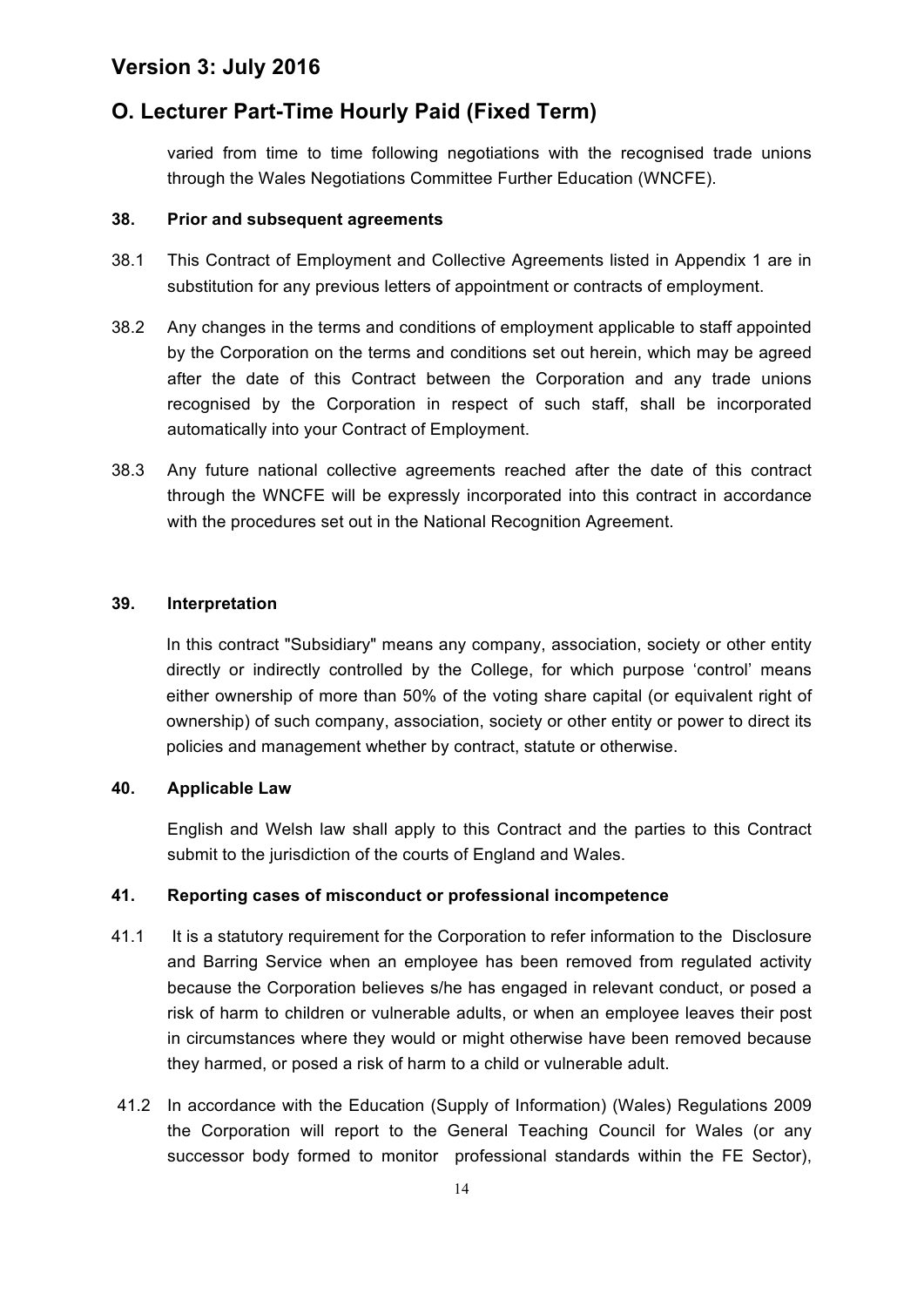varied from time to time following negotiations with the recognised trade unions through the Wales Negotiations Committee Further Education (WNCFE).

**38. Prior and subsequent agreements**

38.1 This Contract of Employment and Collective Agreements listed in Appendix 1 are in substitution for any previous letters of appointment or contracts of employment.

38.2 Any changes in the terms and conditions of employment applicable to staff appointed by the Corporation on the terms and conditions set out herein, which may be agreed after the date of this Contract between the Corporation and any trade unions recognised by the Corporation in respect of such staff, shall be incorporated automatically into your Contract of Employment.

38.3 Any future national collective agreements reached after the date of this contract through the WNCFE will be expressly incorporated into this contract in accordance with the procedures set out in the National Recognition Agreement.

**39. Interpretation**

In this contract "Subsidiary" means any company, association, society or other entity directly or indirectly controlled by the College, for which purpose 'control' means either ownership of more than 50% of the voting share capital (or equivalent right of ownership) of such company, association, society or other entity or power to direct its policies and management whether by contract, statute or otherwise.

**40. Applicable Law**

English and Welsh law shall apply to this Contract and the parties to this Contract submit to the jurisdiction of the courts of England and Wales.

**41. Reporting cases of misconduct or professional incompetence**

41.1 It is a statutory requirement for the Corporation to refer information to the Disclosure and Barring Service when an employee has been removed from regulated activity because the Corporation believes s/he has engaged in relevant conduct, or posed a risk of harm to children or vulnerable adults, or when an employee leaves their post in circumstances where they would or might otherwise have been removed because they harmed, or posed a risk of harm to a child or vulnerable adult.

41.2 In accordance with the Education (Supply of Information) (Wales) Regulations 2009 the Corporation will report to the General Teaching Council for Wales (or any successor body formed to monitor professional standards within the FE Sector),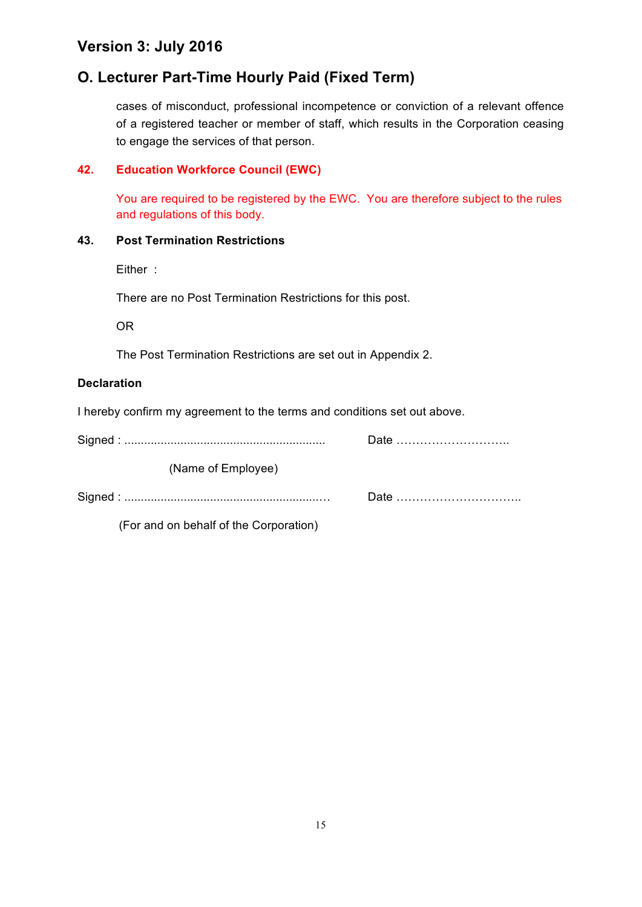# Version 3: July 2016

## O. Lecturer Part-Time Hourly Paid (Fixed Term)

cases of misconduct, professional incompetence or conviction of a relevant offence of a registered teacher or member of staff, which results in the Corporation ceasing to engage the services of that person.

**42. Education Workforce Council (EWC)**

You are required to be registered by the EWC. You are therefore subject to the rules and regulations of this body.

**43. Post Termination Restrictions**

Either :

There are no Post Termination Restrictions for this post.

OR

The Post Termination Restrictions are set out in Appendix 2.

**Declaration**

I hereby confirm my agreement to the terms and conditions set out above.

Signed : ............................................................ Date ………………………..

(Name of Employee)

Signed : ............................................................ Date …………………………..

(For and on behalf of the Corporation)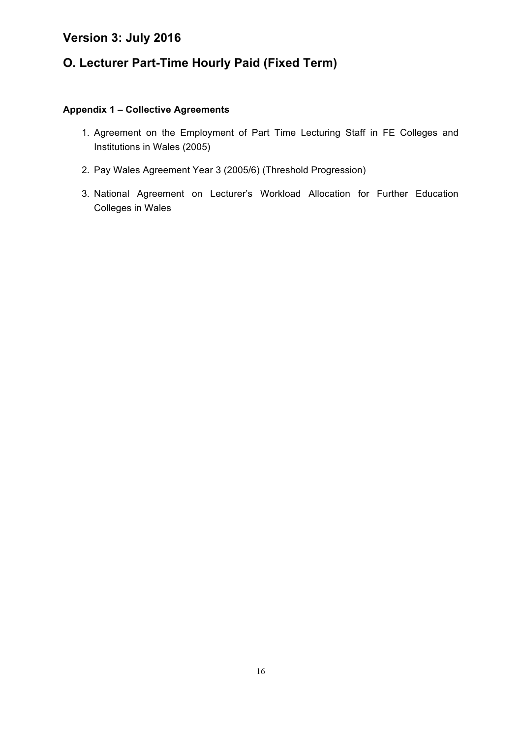## Version 3: July 2016

## O. Lecturer Part-Time Hourly Paid (Fixed Term)

**Appendix 1 – Collective Agreements**

1. Agreement on the Employment of Part Time Lecturing Staff in FE Colleges and Institutions in Wales (2005)
2. Pay Wales Agreement Year 3 (2005/6) (Threshold Progression)
3. National Agreement on Lecturer's Workload Allocation for Further Education Colleges in Wales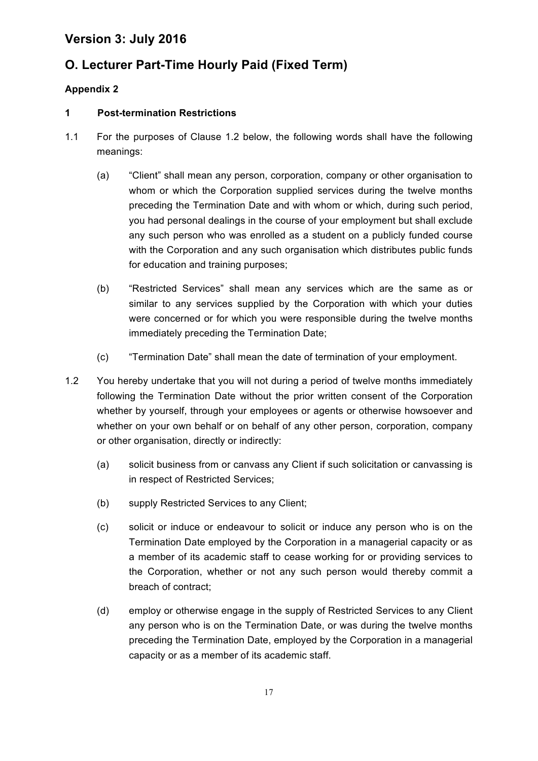## Version 3: July 2016

## O. Lecturer Part-Time Hourly Paid (Fixed Term)

### Appendix 2

### 1 Post-termination Restrictions

1.1 For the purposes of Clause 1.2 below, the following words shall have the following meanings:

(a) "Client" shall mean any person, corporation, company or other organisation to whom or which the Corporation supplied services during the twelve months preceding the Termination Date and with whom or which, during such period, you had personal dealings in the course of your employment but shall exclude any such person who was enrolled as a student on a publicly funded course with the Corporation and any such organisation which distributes public funds for education and training purposes;

(b) "Restricted Services" shall mean any services which are the same as or similar to any services supplied by the Corporation with which your duties were concerned or for which you were responsible during the twelve months immediately preceding the Termination Date;

(c) "Termination Date" shall mean the date of termination of your employment.

1.2 You hereby undertake that you will not during a period of twelve months immediately following the Termination Date without the prior written consent of the Corporation whether by yourself, through your employees or agents or otherwise howsoever and whether on your own behalf or on behalf of any other person, corporation, company or other organisation, directly or indirectly:

(a) solicit business from or canvass any Client if such solicitation or canvassing is in respect of Restricted Services;

(b) supply Restricted Services to any Client;

(c) solicit or induce or endeavour to solicit or induce any person who is on the Termination Date employed by the Corporation in a managerial capacity or as a member of its academic staff to cease working for or providing services to the Corporation, whether or not any such person would thereby commit a breach of contract;

(d) employ or otherwise engage in the supply of Restricted Services to any Client any person who is on the Termination Date, or was during the twelve months preceding the Termination Date, employed by the Corporation in a managerial capacity or as a member of its academic staff.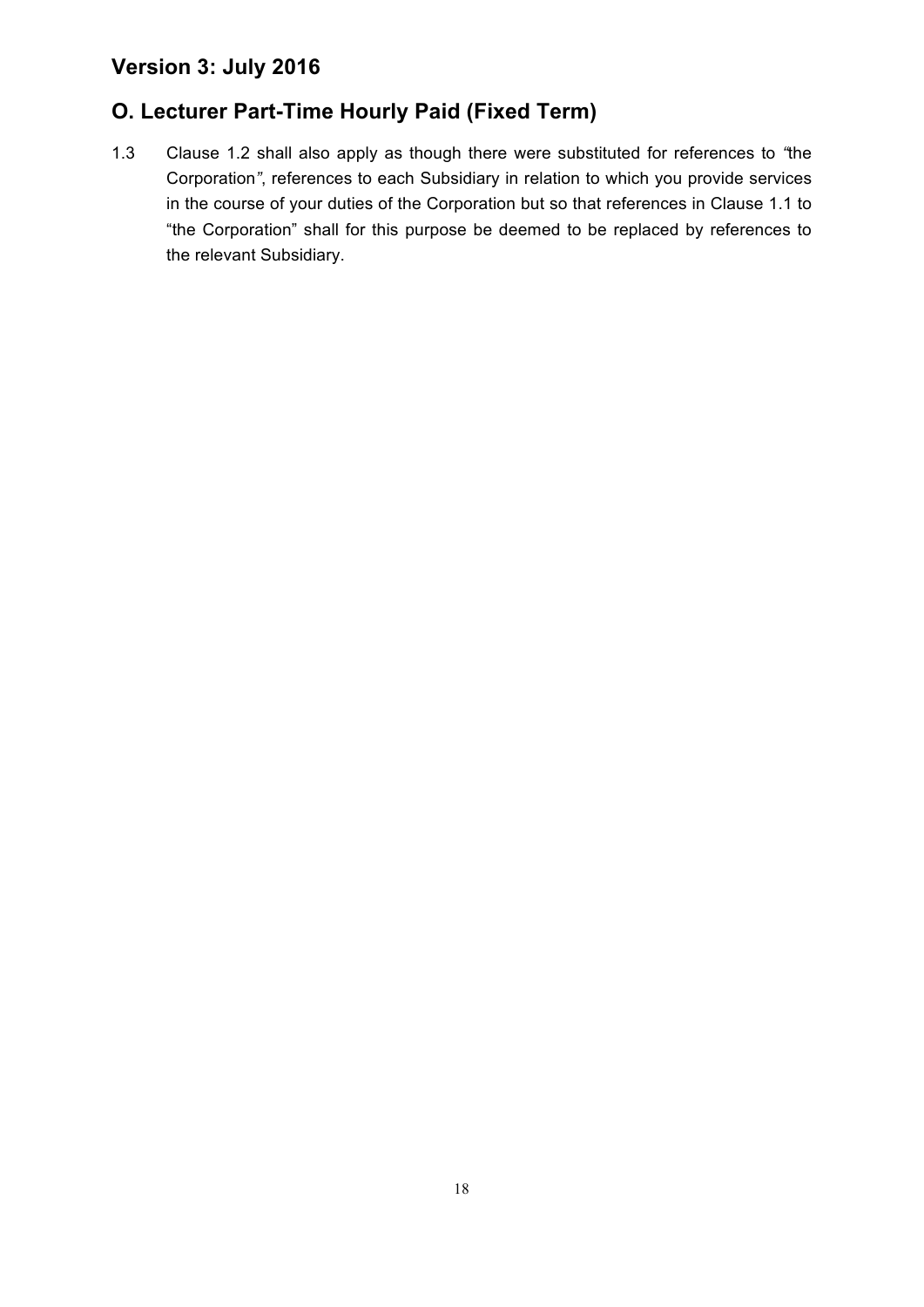## Version 3: July 2016

## O. Lecturer Part-Time Hourly Paid (Fixed Term)

1.3 Clause 1.2 shall also apply as though there were substituted for references to "the Corporation", references to each Subsidiary in relation to which you provide services in the course of your duties of the Corporation but so that references in Clause 1.1 to "the Corporation" shall for this purpose be deemed to be replaced by references to the relevant Subsidiary.